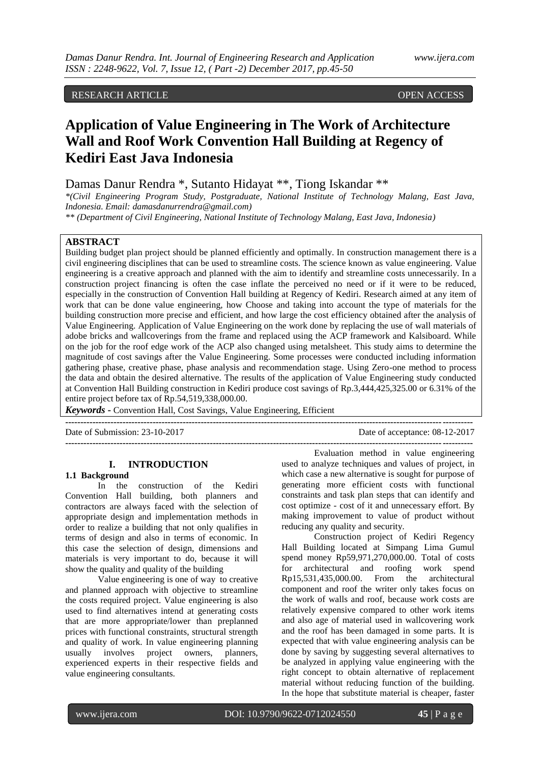RESEARCH ARTICLE OPEN ACCESS

# Application of Value Engineering in The Work of Architecture Wall and Roof Work Convention Hall Building at Regency of Kediri East Java Indonesia

Damas Danur Rendra *, Sutanto Hidayat **, Tiong Iskandar **

*(Civil Engineering Program Study, Postgraduate, National Institute of Technology Malang, East Java, Indonesia. Email: damasdanurrendra@gmail.com)*

*** (Department of Civil Engineering, National Institute of Technology Malang, East Java, Indonesia)*

## ABSTRACT

Building budget plan project should be planned efficiently and optimally. In construction management there is a civil engineering disciplines that can be used to streamline costs. The science known as value engineering. Value engineering is a creative approach and planned with the aim to identify and streamline costs unnecessarily. In a construction project financing is often the case inflate the perceived no need or if it were to be reduced, especially in the construction of Convention Hall building at Regency of Kediri. Research aimed at any item of work that can be done value engineering, how Choose and taking into account the type of materials for the building construction more precise and efficient, and how large the cost efficiency obtained after the analysis of Value Engineering. Application of Value Engineering on the work done by replacing the use of wall materials of adobe bricks and wallcoverings from the frame and replaced using the ACP framework and Kalsiboard. While on the job for the roof edge work of the ACP also changed using metalsheet. This study aims to determine the magnitude of cost savings after the Value Engineering. Some processes were conducted including information gathering phase, creative phase, phase analysis and recommendation stage. Using Zero-one method to process the data and obtain the desired alternative. The results of the application of Value Engineering study conducted at Convention Hall Building construction in Kediri produce cost savings of Rp.3,444,425,325.00 or 6.31% of the entire project before tax of Rp.54,519,338,000.00.

***Keywords*** **-** Convention Hall, Cost Savings, Value Engineering, Efficient

Date of Submission: 23-10-2017 Date of acceptance: 08-12-2017

## I. INTRODUCTION

### 1.1 Background

In the construction of the Kediri Convention Hall building, both planners and contractors are always faced with the selection of appropriate design and implementation methods in order to realize a building that not only qualifies in terms of design and also in terms of economic. In this case the selection of design, dimensions and materials is very important to do, because it will show the quality and quality of the building

Value engineering is one of way to creative and planned approach with objective to streamline the costs required project. Value engineering is also used to find alternatives intend at generating costs that are more appropriate/lower than preplanned prices with functional constraints, structural strength and quality of work. In value engineering planning usually involves project owners, planners, experienced experts in their respective fields and value engineering consultants.

Evaluation method in value engineering used to analyze techniques and values of project, in which case a new alternative is sought for purpose of generating more efficient costs with functional constraints and task plan steps that can identify and cost optimize - cost of it and unnecessary effort. By making improvement to value of product without reducing any quality and security.

Construction project of Kediri Regency Hall Building located at Simpang Lima Gumul spend money Rp59,971,270,000.00. Total of costs for architectural and roofing work spend Rp15,531,435,000.00. From the architectural component and roof the writer only takes focus on the work of walls and roof, because work costs are relatively expensive compared to other work items and also age of material used in wallcovering work and the roof has been damaged in some parts. It is expected that with value engineering analysis can be done by saving by suggesting several alternatives to be analyzed in applying value engineering with the right concept to obtain alternative of replacement material without reducing function of the building. In the hope that substitute material is cheaper, faster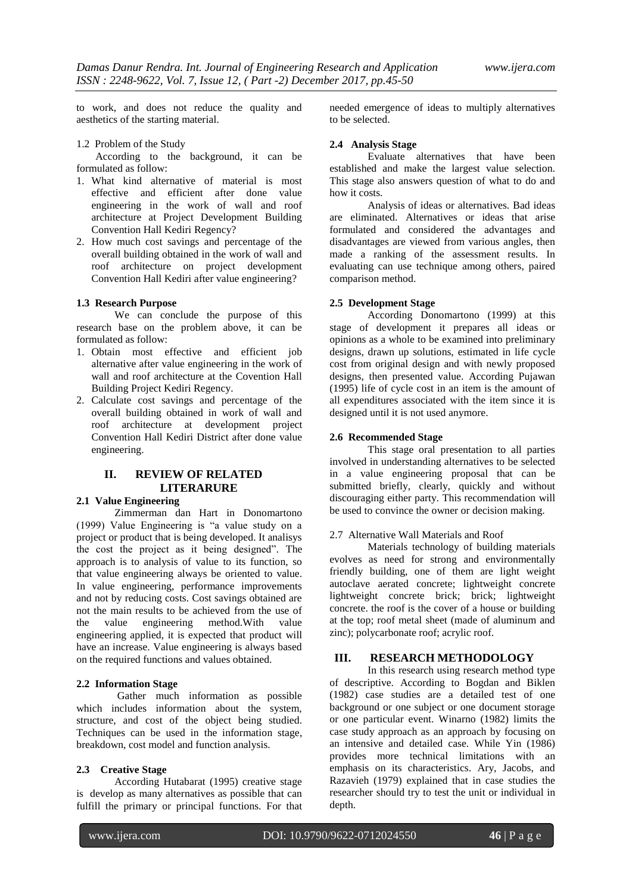to work, and does not reduce the quality and aesthetics of the starting material.

1.2 Problem of the Study

According to the background, it can be formulated as follow:

1. What kind alternative of material is most effective and efficient after done value engineering in the work of wall and roof architecture at Project Development Building Convention Hall Kediri Regency?
2. How much cost savings and percentage of the overall building obtained in the work of wall and roof architecture on project development Convention Hall Kediri after value engineering?

**1.3 Research Purpose**

We can conclude the purpose of this research base on the problem above, it can be formulated as follow:

1. Obtain most effective and efficient job alternative after value engineering in the work of wall and roof architecture at the Covention Hall Building Project Kediri Regency.
2. Calculate cost savings and percentage of the overall building obtained in work of wall and roof architecture at development project Convention Hall Kediri District after done value engineering.

## II. REVIEW OF RELATED LITERARURE

**2.1 Value Engineering**

Zimmerman dan Hart in Donomartono (1999) Value Engineering is "a value study on a project or product that is being developed. It analisys the cost the project as it being designed". The approach is to analysis of value to its function, so that value engineering always be oriented to value. In value engineering, performance improvements and not by reducing costs. Cost savings obtained are not the main results to be achieved from the use of the value engineering method.With value engineering applied, it is expected that product will have an increase. Value engineering is always based on the required functions and values obtained.

**2.2 Information Stage**

Gather much information as possible which includes information about the system, structure, and cost of the object being studied. Techniques can be used in the information stage, breakdown, cost model and function analysis.

**2.3 Creative Stage**

According Hutabarat (1995) creative stage is develop as many alternatives as possible that can fulfill the primary or principal functions. For that needed emergence of ideas to multiply alternatives to be selected.

**2.4 Analysis Stage**

Evaluate alternatives that have been established and make the largest value selection. This stage also answers question of what to do and how it costs.

Analysis of ideas or alternatives. Bad ideas are eliminated. Alternatives or ideas that arise formulated and considered the advantages and disadvantages are viewed from various angles, then made a ranking of the assessment results. In evaluating can use technique among others, paired comparison method.

**2.5 Development Stage**

According Donomartono (1999) at this stage of development it prepares all ideas or opinions as a whole to be examined into preliminary designs, drawn up solutions, estimated in life cycle cost from original design and with newly proposed designs, then presented value. According Pujawan (1995) life of cycle cost in an item is the amount of all expenditures associated with the item since it is designed until it is not used anymore.

**2.6 Recommended Stage**

This stage oral presentation to all parties involved in understanding alternatives to be selected in a value engineering proposal that can be submitted briefly, clearly, quickly and without discouraging either party. This recommendation will be used to convince the owner or decision making.

2.7 Alternative Wall Materials and Roof

Materials technology of building materials evolves as need for strong and environmentally friendly building, one of them are light weight autoclave aerated concrete; lightweight concrete lightweight concrete brick; brick; lightweight concrete. the roof is the cover of a house or building at the top; roof metal sheet (made of aluminum and zinc); polycarbonate roof; acrylic roof.

## III. RESEARCH METHODOLOGY

In this research using research method type of descriptive. According to Bogdan and Biklen (1982) case studies are a detailed test of one background or one subject or one document storage or one particular event. Winarno (1982) limits the case study approach as an approach by focusing on an intensive and detailed case. While Yin (1986) provides more technical limitations with an emphasis on its characteristics. Ary, Jacobs, and Razavieh (1979) explained that in case studies the researcher should try to test the unit or individual in depth.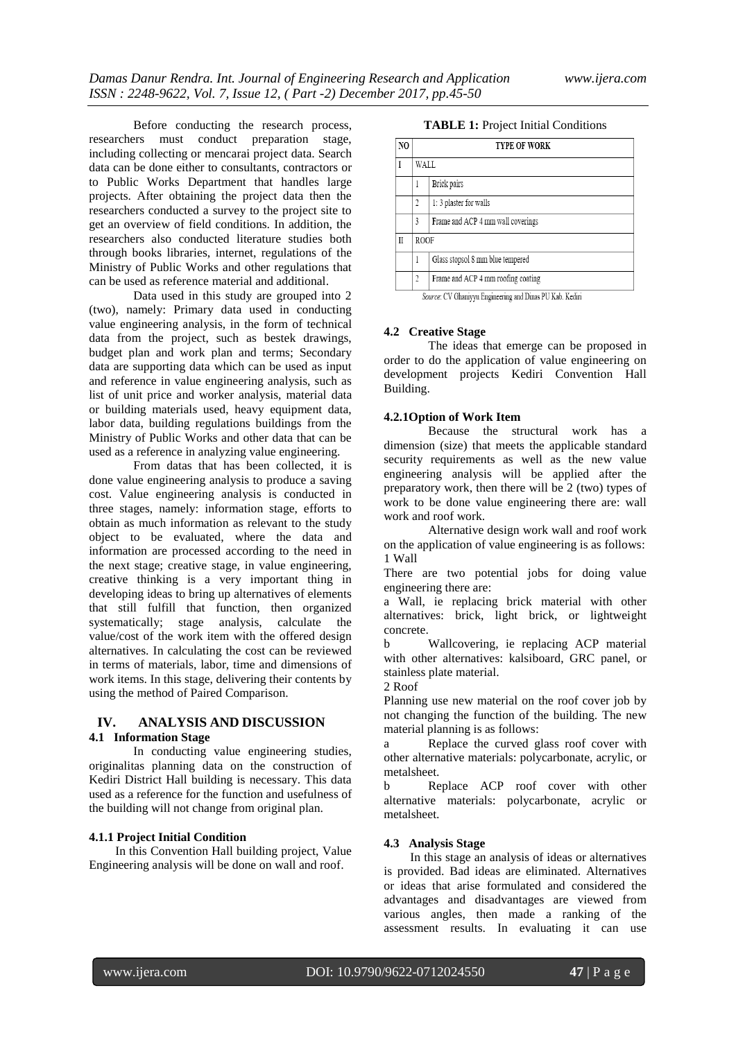Before conducting the research process, researchers must conduct preparation stage, including collecting or mencarai project data. Search data can be done either to consultants, contractors or to Public Works Department that handles large projects. After obtaining the project data then the researchers conducted a survey to the project site to get an overview of field conditions. In addition, the researchers also conducted literature studies both through books libraries, internet, regulations of the Ministry of Public Works and other regulations that can be used as reference material and additional.

Data used in this study are grouped into 2 (two), namely: Primary data used in conducting value engineering analysis, in the form of technical data from the project, such as bestek drawings, budget plan and work plan and terms; Secondary data are supporting data which can be used as input and reference in value engineering analysis, such as list of unit price and worker analysis, material data or building materials used, heavy equipment data, labor data, building regulations buildings from the Ministry of Public Works and other data that can be used as a reference in analyzing value engineering.

From datas that has been collected, it is done value engineering analysis to produce a saving cost. Value engineering analysis is conducted in three stages, namely: information stage, efforts to obtain as much information as relevant to the study object to be evaluated, where the data and information are processed according to the need in the next stage; creative stage, in value engineering, creative thinking is a very important thing in developing ideas to bring up alternatives of elements that still fulfill that function, then organized systematically; stage analysis, calculate the value/cost of the work item with the offered design alternatives. In calculating the cost can be reviewed in terms of materials, labor, time and dimensions of work items. In this stage, delivering their contents by using the method of Paired Comparison.

## IV. ANALYSIS AND DISCUSSION

### 4.1 Information Stage

In conducting value engineering studies, originalitas planning data on the construction of Kediri District Hall building is necessary. This data used as a reference for the function and usefulness of the building will not change from original plan.

#### 4.1.1 Project Initial Condition

In this Convention Hall building project, Value Engineering analysis will be done on wall and roof.

**TABLE 1:** Project Initial Conditions

| NO | TYPE OF WORK | |
|---|---|---|
| I | WALL | |
| | 1 | Brick pairs |
| | 2 | 1: 3 plaster for walls |
| | 3 | Frame and ACP 4 mm wall coverings |
| II | ROOF | |
| | 1 | Glass stopsol 8 mm blue tempered |
| | 2 | Frame and ACP 4 mm roofing coating |

*Source*: CV Ghaniyyu Engineering and Dinas PU Kab. Kediri

### 4.2 Creative Stage

The ideas that emerge can be proposed in order to do the application of value engineering on development projects Kediri Convention Hall Building.

#### 4.2.1Option of Work Item

Because the structural work has a dimension (size) that meets the applicable standard security requirements as well as the new value engineering analysis will be applied after the preparatory work, then there will be 2 (two) types of work to be done value engineering there are: wall work and roof work.

Alternative design work wall and roof work on the application of value engineering is as follows:

1 Wall

There are two potential jobs for doing value engineering there are:

a Wall, ie replacing brick material with other alternatives: brick, light brick, or lightweight concrete.

b Wallcovering, ie replacing ACP material with other alternatives: kalsiboard, GRC panel, or stainless plate material.

2 Roof

Planning use new material on the roof cover job by not changing the function of the building. The new material planning is as follows:

a Replace the curved glass roof cover with other alternative materials: polycarbonate, acrylic, or metalsheet.

b Replace ACP roof cover with other alternative materials: polycarbonate, acrylic or metalsheet.

### 4.3 Analysis Stage

In this stage an analysis of ideas or alternatives is provided. Bad ideas are eliminated. Alternatives or ideas that arise formulated and considered the advantages and disadvantages are viewed from various angles, then made a ranking of the assessment results. In evaluating it can use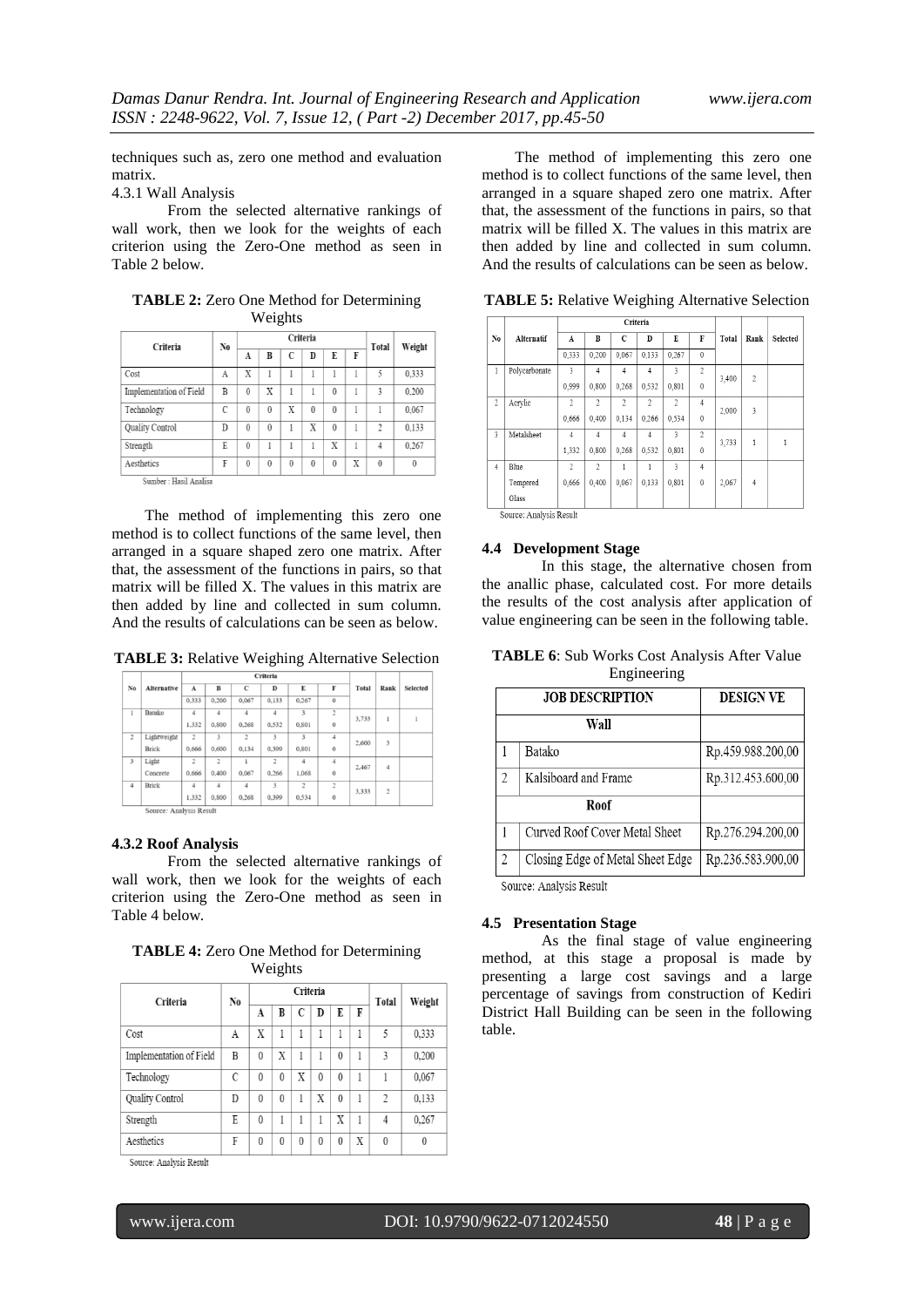techniques such as, zero one method and evaluation matrix.

4.3.1 Wall Analysis

From the selected alternative rankings of wall work, then we look for the weights of each criterion using the Zero-One method as seen in Table 2 below.

**TABLE 2:** Zero One Method for Determining Weights

| Criteria | No | Criteria | | | | | | Total | Weight |
|---|---|---|---|---|---|---|---|---|---|
| | | A | B | C | D | E | F | | |
| Cost | A | X | 1 | 1 | 1 | 1 | 1 | 5 | 0,333 |
| Implementation of Field | B | 0 | X | 1 | 1 | 0 | 1 | 3 | 0,200 |
| Technology | C | 0 | 0 | X | 0 | 0 | 1 | 1 | 0,067 |
| Quality Control | D | 0 | 0 | 1 | X | 0 | 1 | 2 | 0,133 |
| Strength | E | 0 | 1 | 1 | 1 | X | 1 | 4 | 0,267 |
| Aesthetics | F | 0 | 0 | 0 | 0 | 0 | X | 0 | 0 |

Sumber : Hasil Analisa

The method of implementing this zero one method is to collect functions of the same level, then arranged in a square shaped zero one matrix. After that, the assessment of the functions in pairs, so that matrix will be filled X. The values in this matrix are then added by line and collected in sum column. And the results of calculations can be seen as below.

**TABLE 3:** Relative Weighing Alternative Selection

| No | Alternative | Criteria | | | | | | Total | Rank | Selected |
|---|---|---|---|---|---|---|---|---|---|---|
| | | A | B | C | D | E | F | | | |
| | | 0,333 | 0,200 | 0,067 | 0,133 | 0,267 | 0 | | | |
| 1 | Batako | 4<br>1,332 | 4<br>0,800 | 4<br>0,268 | 4<br>0,532 | 3<br>0,801 | 2<br>0 | 3,733 | 1 | 1 |
| 2 | Lightweight Brick | 2<br>0,666 | 3<br>0,600 | 2<br>0,134 | 3<br>0,399 | 3<br>0,801 | 4<br>0 | 2,600 | 3 | |
| 3 | Light Concrete | 2<br>0,666 | 2<br>0,400 | 1<br>0,067 | 2<br>0,266 | 4<br>1,068 | 4<br>0 | 2,467 | 4 | |
| 4 | Brick | 4<br>1,332 | 4<br>0,800 | 4<br>0,268 | 3<br>0,399 | 2<br>0,534 | 2<br>0 | 3,333 | 2 | |

Source: Analysis Result

#### 4.3.2 Roof Analysis

From the selected alternative rankings of wall work, then we look for the weights of each criterion using the Zero-One method as seen in Table 4 below.

**TABLE 4:** Zero One Method for Determining Weights

| Criteria | No | Criteria | | | | | | Total | Weight |
|---|---|---|---|---|---|---|---|---|---|
| | | A | B | C | D | E | F | | |
| Cost | A | X | 1 | 1 | 1 | 1 | 1 | 5 | 0,333 |
| Implementation of Field | B | 0 | X | 1 | 1 | 0 | 1 | 3 | 0,200 |
| Technology | C | 0 | 0 | X | 0 | 0 | 1 | 1 | 0,067 |
| Quality Control | D | 0 | 0 | 1 | X | 0 | 1 | 2 | 0,133 |
| Strength | E | 0 | 1 | 1 | 1 | X | 1 | 4 | 0,267 |
| Aesthetics | F | 0 | 0 | 0 | 0 | 0 | X | 0 | 0 |

Source: Analysis Result

The method of implementing this zero one method is to collect functions of the same level, then arranged in a square shaped zero one matrix. After that, the assessment of the functions in pairs, so that matrix will be filled X. The values in this matrix are then added by line and collected in sum column. And the results of calculations can be seen as below.

**TABLE 5:** Relative Weighing Alternative Selection

| No | Alternatif | Criteria | | | | | | Total | Rank | Selected |
|---|---|---|---|---|---|---|---|---|---|---|
| | | A | B | C | D | E | F | | | |
| | | 0,333 | 0,200 | 0,067 | 0,133 | 0,267 | 0 | | | |
| 1 | Polycarbonate | 3<br>0,999 | 4<br>0,800 | 4<br>0,268 | 4<br>0,532 | 3<br>0,801 | 2<br>0 | 3,400 | 2 | |
| 2 | Acrylic | 2<br>0,666 | 2<br>0,400 | 2<br>0,134 | 2<br>0,266 | 2<br>0,534 | 4<br>0 | 2,000 | 3 | |
| 3 | Metalsheet | 4<br>1,332 | 4<br>0,800 | 4<br>0,268 | 4<br>0,532 | 3<br>0,801 | 2<br>0 | 3,733 | 1 | 1 |
| 4 | Blue Tempered Glass | 2<br>0,666 | 2<br>0,400 | 1<br>0,067 | 1<br>0,133 | 3<br>0,801 | 4<br>0 | 2,067 | 4 | |

Source: Analysis Result

### 4.4 Development Stage

In this stage, the alternative chosen from the anallic phase, calculated cost. For more details the results of the cost analysis after application of value engineering can be seen in the following table.

**TABLE 6**: Sub Works Cost Analysis After Value Engineering

| JOB DESCRIPTION | | DESIGN VE |
|---|---|---|
| Wall | | |
| 1 | Batako | Rp.459.988.200,00 |
| 2 | Kalsiboard and Frame | Rp.312.453.600,00 |
| Roof | | |
| 1 | Curved Roof Cover Metal Sheet | Rp.276.294.200,00 |
| 2 | Closing Edge of Metal Sheet Edge | Rp.236.583.900,00 |

Source: Analysis Result

### 4.5 Presentation Stage

As the final stage of value engineering method, at this stage a proposal is made by presenting a large cost savings and a large percentage of savings from construction of Kediri District Hall Building can be seen in the following table.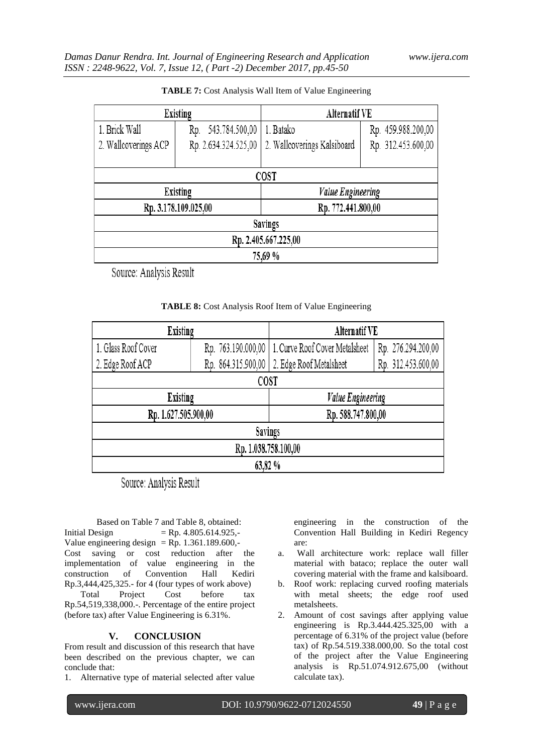**TABLE 7:** Cost Analysis Wall Item of Value Engineering

| Existing | | Alternatif VE | |
|---|---|---|---|
| 1. Brick Wall | Rp. 543.784.500,00 | 1. Batako | Rp. 459.988.200,00 |
| 2. Wallcoverings ACP | Rp. 2.634.324.525,00 | 2. Wallcoverings Kalsiboard | Rp. 312.453.600,00 |
| **COST** | | | |
| Existing | | *Value Engineering* | |
| Rp. 3.178.109.025,00 | | Rp. 772.441.800,00 | |
| Savings | | | |
| Rp. 2.405.667.225,00 | | | |
| 75,69 % | | | |

Source: Analysis Result

**TABLE 8:** Cost Analysis Roof Item of Value Engineering

| Existing | | Alternatif VE | |
|---|---|---|---|
| 1. Glass Roof Cover | Rp. 763.190.000,00 | 1. Curve Roof Cover Metalsheet | Rp. 276.294.200,00 |
| 2. Edge Roof ACP | Rp. 864.315.900,00 | 2. Edge Roof Metalsheet | Rp. 312.453.600,00 |
| **COST** | | | |
| Existing | | *Value Engineering* | |
| Rp. 1.627.505.900,00 | | Rp. 588.747.800,00 | |
| Savings | | | |
| Rp. 1.038.758.100,00 | | | |
| 63,82 % | | | |

Source: Analysis Result

Based on Table 7 and Table 8, obtained:
Initial Design = Rp. 4.805.614.925,-
Value engineering design = Rp. 1.361.189.600,-
Cost saving or cost reduction after the implementation of value engineering in the construction of Convention Hall Kediri Rp.3,444,425,325.- for 4 (four types of work above)
Total Project Cost before tax Rp.54,519,338,000.-. Percentage of the entire project (before tax) after Value Engineering is 6.31%.

## V. CONCLUSION

From result and discussion of this research that have been described on the previous chapter, we can conclude that:

1. Alternative type of material selected after value engineering in the construction of the Convention Hall Building in Kediri Regency are:
   a. Wall architecture work: replace wall filler material with bataco; replace the outer wall covering material with the frame and kalsiboard.
   b. Roof work: replacing curved roofing materials with metal sheets; the edge roof used metalsheets.
2. Amount of cost savings after applying value engineering is Rp.3.444.425.325,00 with a percentage of 6.31% of the project value (before tax) of Rp.54.519.338.000,00. So the total cost of the project after the Value Engineering analysis is Rp.51.074.912.675,00 (without calculate tax).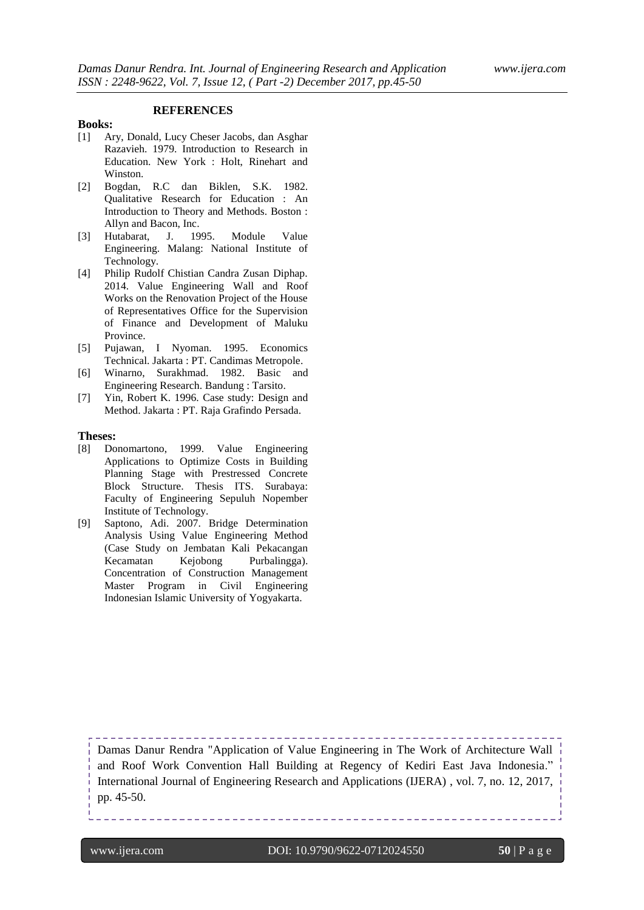## REFERENCES

**Books:**

[1] Ary, Donald, Lucy Cheser Jacobs, dan Asghar Razavieh. 1979. Introduction to Research in Education. New York : Holt, Rinehart and Winston.

[2] Bogdan, R.C dan Biklen, S.K. 1982. Qualitative Research for Education : An Introduction to Theory and Methods. Boston : Allyn and Bacon, Inc.

[3] Hutabarat, J. 1995. Module Value Engineering. Malang: National Institute of Technology.

[4] Philip Rudolf Chistian Candra Zusan Diphap. 2014. Value Engineering Wall and Roof Works on the Renovation Project of the House of Representatives Office for the Supervision of Finance and Development of Maluku Province.

[5] Pujawan, I Nyoman. 1995. Economics Technical. Jakarta : PT. Candimas Metropole.

[6] Winarno, Surakhmad. 1982. Basic and Engineering Research. Bandung : Tarsito.

[7] Yin, Robert K. 1996. Case study: Design and Method. Jakarta : PT. Raja Grafindo Persada.

**Theses:**

[8] Donomartono, 1999. Value Engineering Applications to Optimize Costs in Building Planning Stage with Prestressed Concrete Block Structure. Thesis ITS. Surabaya: Faculty of Engineering Sepuluh Nopember Institute of Technology.

[9] Saptono, Adi. 2007. Bridge Determination Analysis Using Value Engineering Method (Case Study on Jembatan Kali Pekacangan Kecamatan Kejobong Purbalingga). Concentration of Construction Management Master Program in Civil Engineering Indonesian Islamic University of Yogyakarta.

Damas Danur Rendra "Application of Value Engineering in The Work of Architecture Wall and Roof Work Convention Hall Building at Regency of Kediri East Java Indonesia." International Journal of Engineering Research and Applications (IJERA) , vol. 7, no. 12, 2017, pp. 45-50.